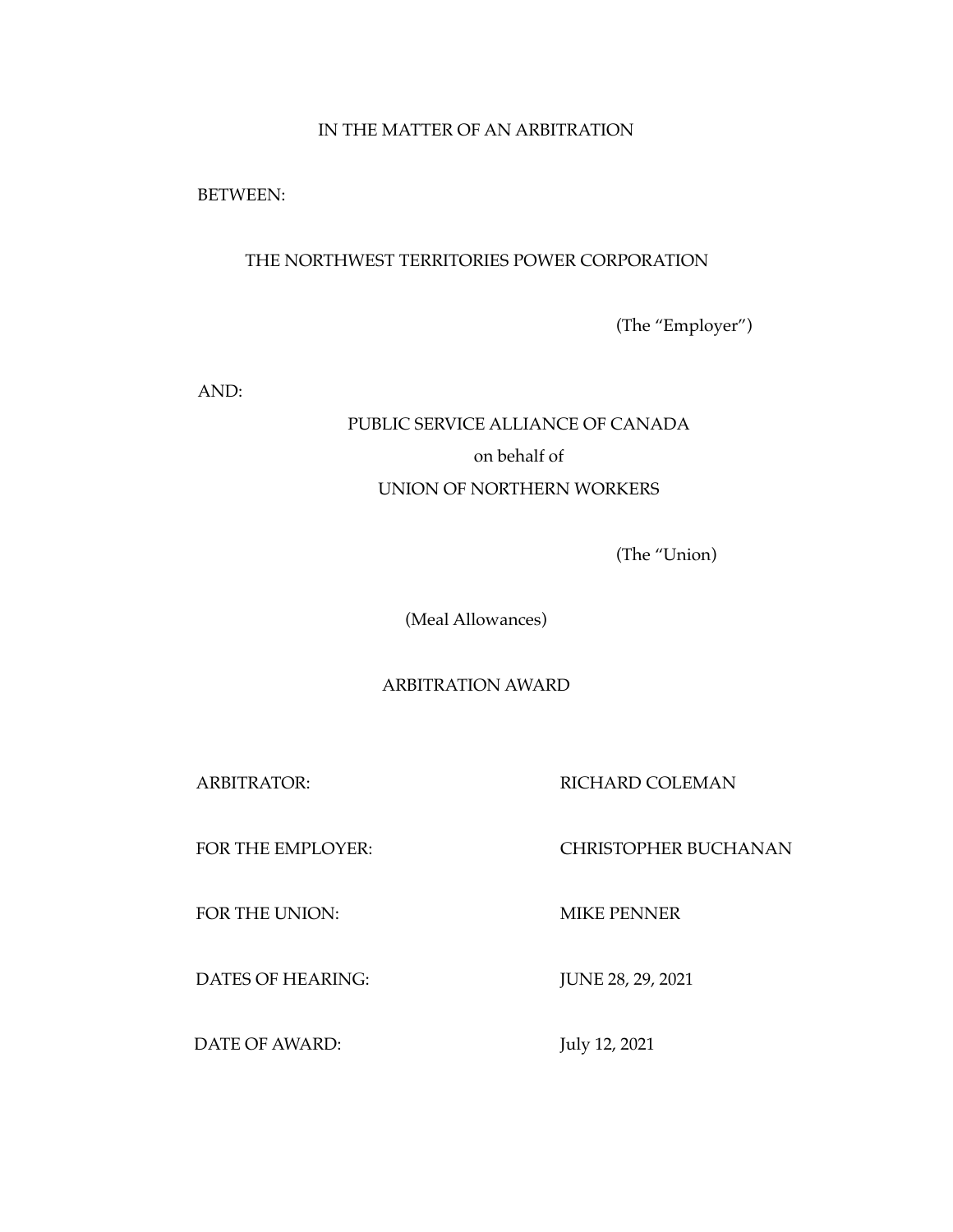IN THE MATTER OF AN ARBITRATION

BETWEEN:

THE NORTHWEST TERRITORIES POWER CORPORATION

(The "Employer")

AND:

PUBLIC SERVICE ALLIANCE OF CANADA

on behalf of

UNION OF NORTHERN WORKERS

(The "Union)

(Meal Allowances)

ARBITRATION AWARD

ARBITRATOR: RICHARD COLEMAN

FOR THE EMPLOYER: CHRISTOPHER BUCHANAN

FOR THE UNION: MIKE PENNER

DATES OF HEARING: JUNE 28, 29, 2021

DATE OF AWARD: July 12, 2021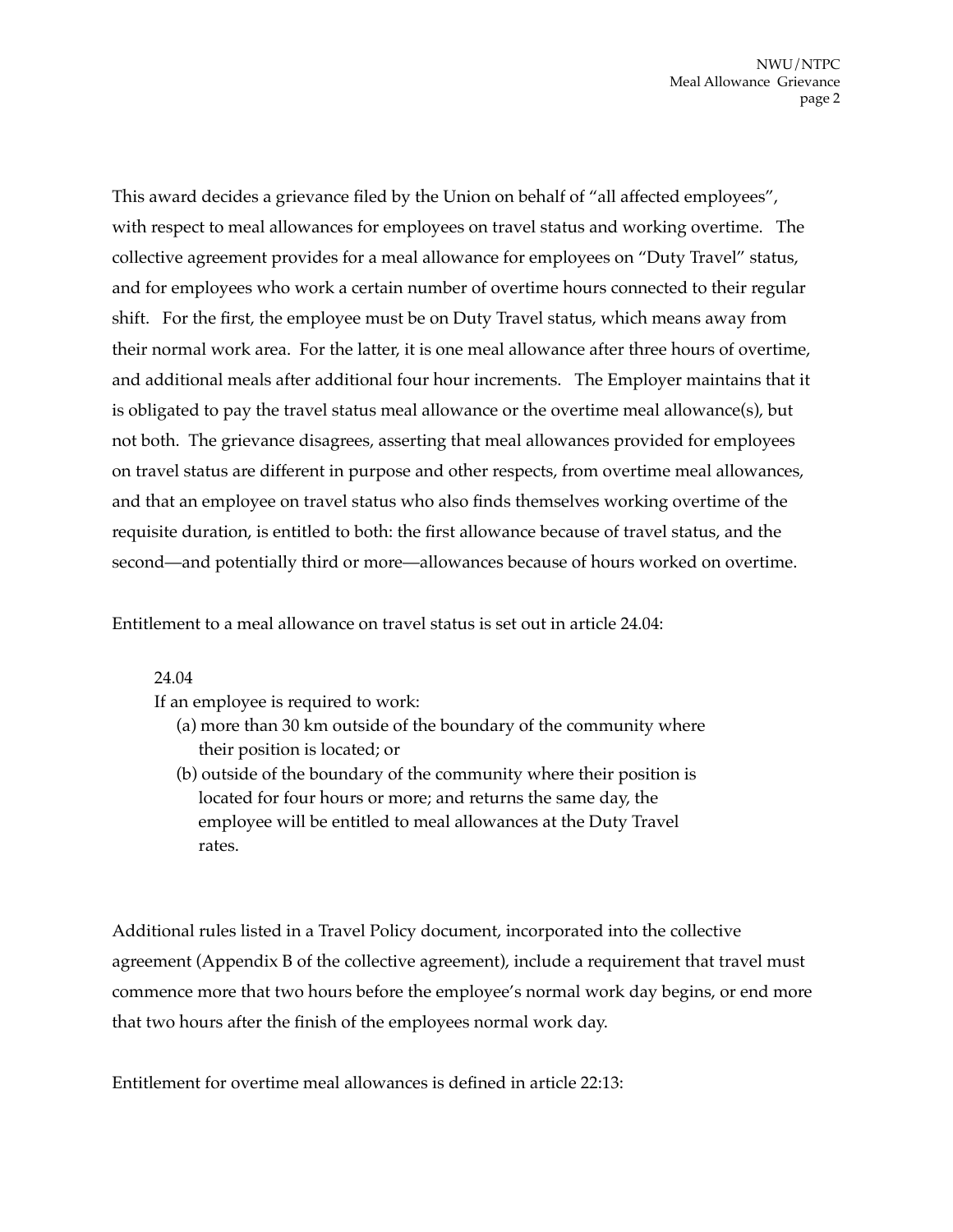This award decides a grievance filed by the Union on behalf of "all affected employees", with respect to meal allowances for employees on travel status and working overtime. The collective agreement provides for a meal allowance for employees on "Duty Travel" status, and for employees who work a certain number of overtime hours connected to their regular shift. For the first, the employee must be on Duty Travel status, which means away from their normal work area. For the latter, it is one meal allowance after three hours of overtime, and additional meals after additional four hour increments. The Employer maintains that it is obligated to pay the travel status meal allowance or the overtime meal allowance(s), but not both. The grievance disagrees, asserting that meal allowances provided for employees on travel status are different in purpose and other respects, from overtime meal allowances, and that an employee on travel status who also finds themselves working overtime of the requisite duration, is entitled to both: the first allowance because of travel status, and the second—and potentially third or more—allowances because of hours worked on overtime.

Entitlement to a meal allowance on travel status is set out in article 24.04:

> 24.04
> If an employee is required to work:
> (a) more than 30 km outside of the boundary of the community where their position is located; or
> (b) outside of the boundary of the community where their position is located for four hours or more; and returns the same day, the employee will be entitled to meal allowances at the Duty Travel rates.

Additional rules listed in a Travel Policy document, incorporated into the collective agreement (Appendix B of the collective agreement), include a requirement that travel must commence more that two hours before the employee's normal work day begins, or end more that two hours after the finish of the employees normal work day.

Entitlement for overtime meal allowances is defined in article 22:13: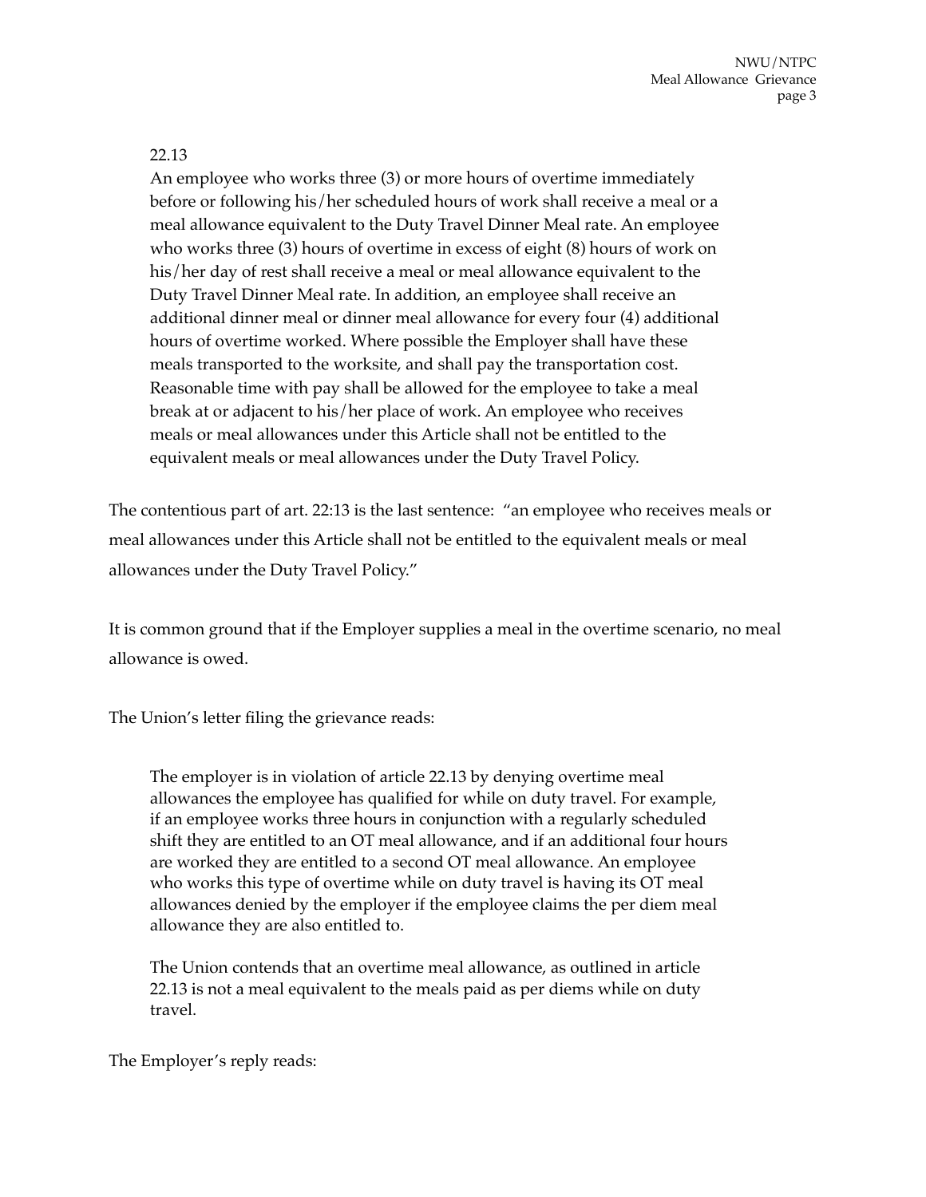22.13

> An employee who works three (3) or more hours of overtime immediately before or following his/her scheduled hours of work shall receive a meal or a meal allowance equivalent to the Duty Travel Dinner Meal rate. An employee who works three (3) hours of overtime in excess of eight (8) hours of work on his/her day of rest shall receive a meal or meal allowance equivalent to the Duty Travel Dinner Meal rate. In addition, an employee shall receive an additional dinner meal or dinner meal allowance for every four (4) additional hours of overtime worked. Where possible the Employer shall have these meals transported to the worksite, and shall pay the transportation cost. Reasonable time with pay shall be allowed for the employee to take a meal break at or adjacent to his/her place of work. An employee who receives meals or meal allowances under this Article shall not be entitled to the equivalent meals or meal allowances under the Duty Travel Policy.

The contentious part of art. 22:13 is the last sentence: "an employee who receives meals or meal allowances under this Article shall not be entitled to the equivalent meals or meal allowances under the Duty Travel Policy."

It is common ground that if the Employer supplies a meal in the overtime scenario, no meal allowance is owed.

The Union's letter filing the grievance reads:

> The employer is in violation of article 22.13 by denying overtime meal allowances the employee has qualified for while on duty travel. For example, if an employee works three hours in conjunction with a regularly scheduled shift they are entitled to an OT meal allowance, and if an additional four hours are worked they are entitled to a second OT meal allowance. An employee who works this type of overtime while on duty travel is having its OT meal allowances denied by the employer if the employee claims the per diem meal allowance they are also entitled to.
>
> The Union contends that an overtime meal allowance, as outlined in article 22.13 is not a meal equivalent to the meals paid as per diems while on duty travel.

The Employer's reply reads: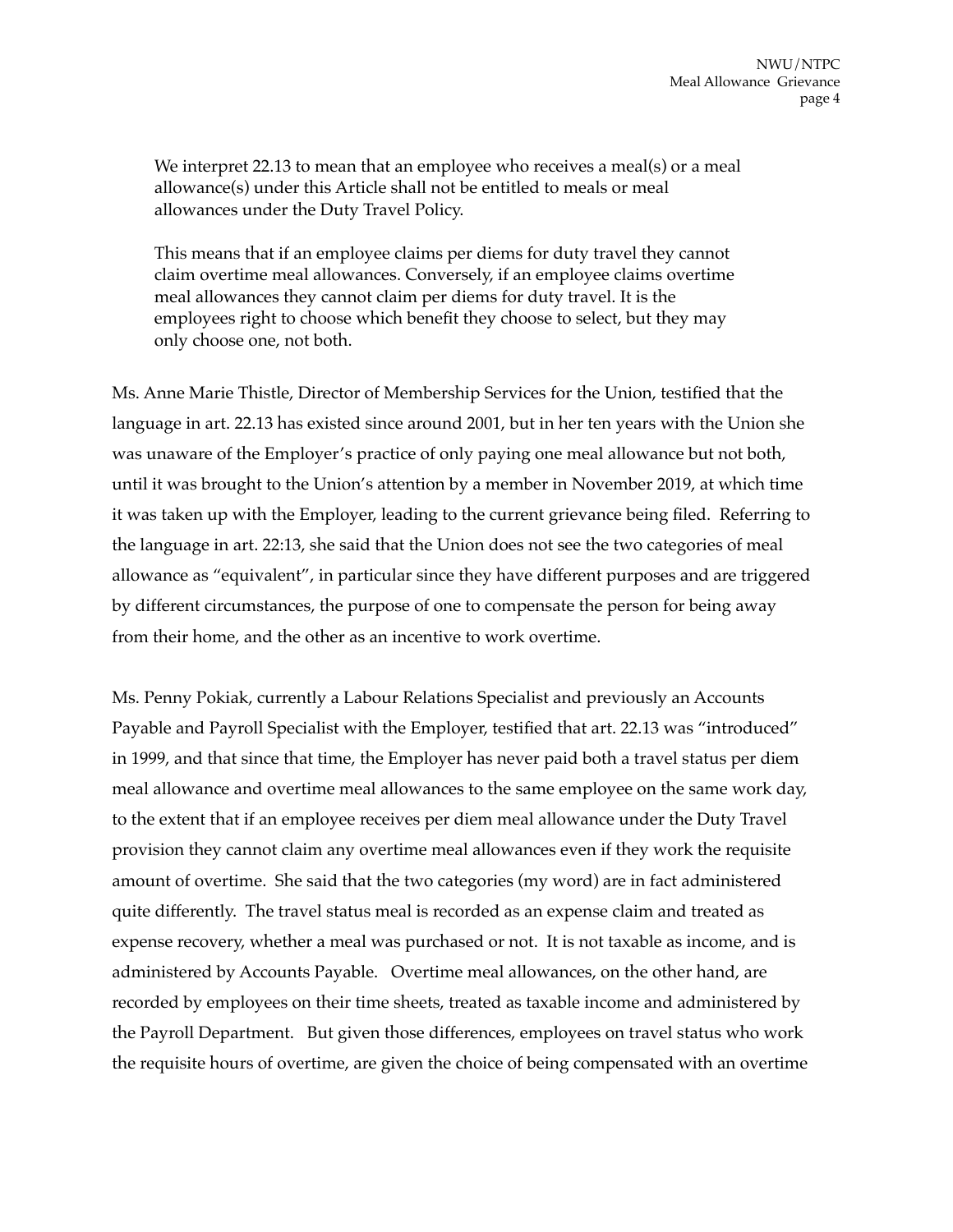> We interpret 22.13 to mean that an employee who receives a meal(s) or a meal allowance(s) under this Article shall not be entitled to meals or meal allowances under the Duty Travel Policy.
>
> This means that if an employee claims per diems for duty travel they cannot claim overtime meal allowances. Conversely, if an employee claims overtime meal allowances they cannot claim per diems for duty travel. It is the employees right to choose which benefit they choose to select, but they may only choose one, not both.

Ms. Anne Marie Thistle, Director of Membership Services for the Union, testified that the language in art. 22.13 has existed since around 2001, but in her ten years with the Union she was unaware of the Employer's practice of only paying one meal allowance but not both, until it was brought to the Union's attention by a member in November 2019, at which time it was taken up with the Employer, leading to the current grievance being filed. Referring to the language in art. 22:13, she said that the Union does not see the two categories of meal allowance as "equivalent", in particular since they have different purposes and are triggered by different circumstances, the purpose of one to compensate the person for being away from their home, and the other as an incentive to work overtime.

Ms. Penny Pokiak, currently a Labour Relations Specialist and previously an Accounts Payable and Payroll Specialist with the Employer, testified that art. 22.13 was "introduced" in 1999, and that since that time, the Employer has never paid both a travel status per diem meal allowance and overtime meal allowances to the same employee on the same work day, to the extent that if an employee receives per diem meal allowance under the Duty Travel provision they cannot claim any overtime meal allowances even if they work the requisite amount of overtime. She said that the two categories (my word) are in fact administered quite differently. The travel status meal is recorded as an expense claim and treated as expense recovery, whether a meal was purchased or not. It is not taxable as income, and is administered by Accounts Payable. Overtime meal allowances, on the other hand, are recorded by employees on their time sheets, treated as taxable income and administered by the Payroll Department. But given those differences, employees on travel status who work the requisite hours of overtime, are given the choice of being compensated with an overtime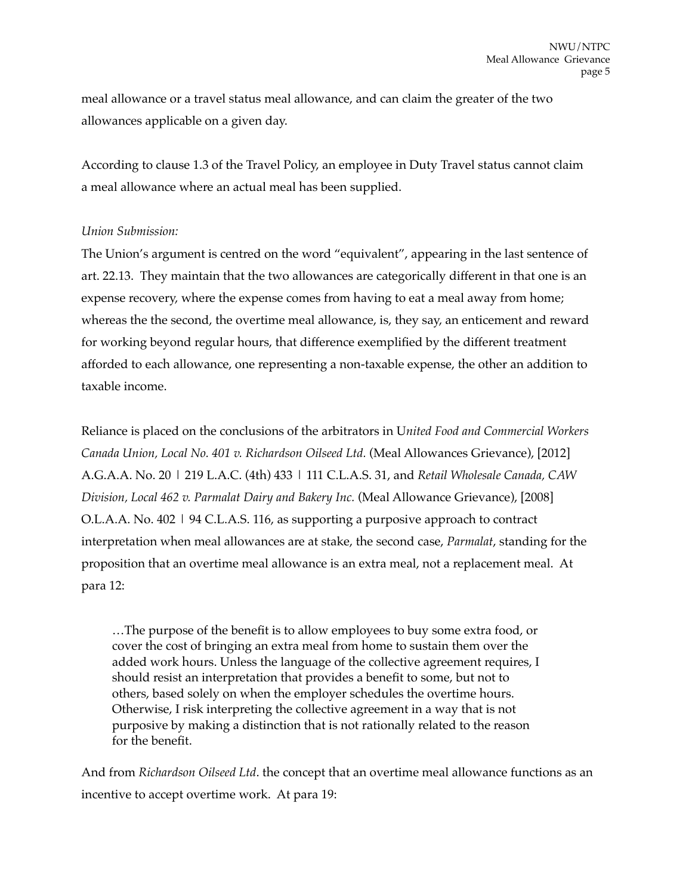meal allowance or a travel status meal allowance, and can claim the greater of the two allowances applicable on a given day.

According to clause 1.3 of the Travel Policy, an employee in Duty Travel status cannot claim a meal allowance where an actual meal has been supplied.

*Union Submission:*

The Union's argument is centred on the word "equivalent", appearing in the last sentence of art. 22.13. They maintain that the two allowances are categorically different in that one is an expense recovery, where the expense comes from having to eat a meal away from home; whereas the the second, the overtime meal allowance, is, they say, an enticement and reward for working beyond regular hours, that difference exemplified by the different treatment afforded to each allowance, one representing a non-taxable expense, the other an addition to taxable income.

Reliance is placed on the conclusions of the arbitrators in U*nited Food and Commercial Workers Canada Union, Local No. 401 v. Richardson Oilseed Ltd.* (Meal Allowances Grievance), [2012] A.G.A.A. No. 20 | 219 L.A.C. (4th) 433 | 111 C.L.A.S. 31, and *Retail Wholesale Canada, CAW Division, Local 462 v. Parmalat Dairy and Bakery Inc.* (Meal Allowance Grievance), [2008] O.L.A.A. No. 402 | 94 C.L.A.S. 116, as supporting a purposive approach to contract interpretation when meal allowances are at stake, the second case, *Parmalat*, standing for the proposition that an overtime meal allowance is an extra meal, not a replacement meal. At para 12:

> …The purpose of the benefit is to allow employees to buy some extra food, or cover the cost of bringing an extra meal from home to sustain them over the added work hours. Unless the language of the collective agreement requires, I should resist an interpretation that provides a benefit to some, but not to others, based solely on when the employer schedules the overtime hours. Otherwise, I risk interpreting the collective agreement in a way that is not purposive by making a distinction that is not rationally related to the reason for the benefit.

And from *Richardson Oilseed Ltd*. the concept that an overtime meal allowance functions as an incentive to accept overtime work. At para 19: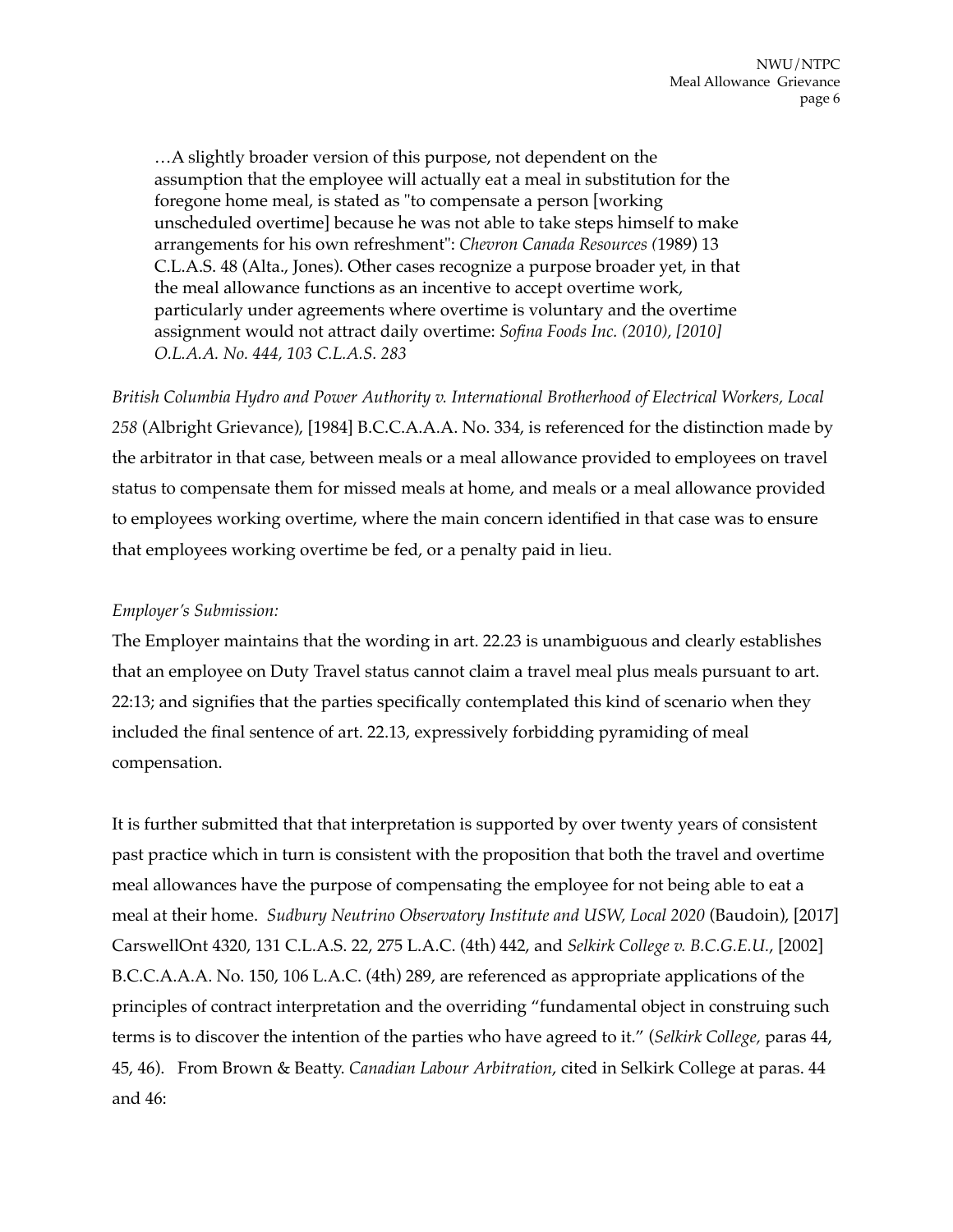> …A slightly broader version of this purpose, not dependent on the assumption that the employee will actually eat a meal in substitution for the foregone home meal, is stated as "to compensate a person [working unscheduled overtime] because he was not able to take steps himself to make arrangements for his own refreshment": *Chevron Canada Resources (*1989) 13 C.L.A.S. 48 (Alta., Jones). Other cases recognize a purpose broader yet, in that the meal allowance functions as an incentive to accept overtime work, particularly under agreements where overtime is voluntary and the overtime assignment would not attract daily overtime: *Sofina Foods Inc. (2010), [2010] O.L.A.A. No. 444, 103 C.L.A.S. 283*

*British Columbia Hydro and Power Authority v. International Brotherhood of Electrical Workers, Local 258* (Albright Grievance), [1984] B.C.C.A.A.A. No. 334, is referenced for the distinction made by the arbitrator in that case, between meals or a meal allowance provided to employees on travel status to compensate them for missed meals at home, and meals or a meal allowance provided to employees working overtime, where the main concern identified in that case was to ensure that employees working overtime be fed, or a penalty paid in lieu.

*Employer's Submission:*

The Employer maintains that the wording in art. 22.23 is unambiguous and clearly establishes that an employee on Duty Travel status cannot claim a travel meal plus meals pursuant to art. 22:13; and signifies that the parties specifically contemplated this kind of scenario when they included the final sentence of art. 22.13, expressively forbidding pyramiding of meal compensation.

It is further submitted that that interpretation is supported by over twenty years of consistent past practice which in turn is consistent with the proposition that both the travel and overtime meal allowances have the purpose of compensating the employee for not being able to eat a meal at their home. *Sudbury Neutrino Observatory Institute and USW, Local 2020* (Baudoin), [2017] CarswellOnt 4320, 131 C.L.A.S. 22, 275 L.A.C. (4th) 442, and *Selkirk College v. B.C.G.E.U.*, [2002] B.C.C.A.A.A. No. 150, 106 L.A.C. (4th) 289, are referenced as appropriate applications of the principles of contract interpretation and the overriding "fundamental object in construing such terms is to discover the intention of the parties who have agreed to it." (*Selkirk College,* paras 44, 45, 46). From Brown & Beatty. *Canadian Labour Arbitration*, cited in Selkirk College at paras. 44 and 46: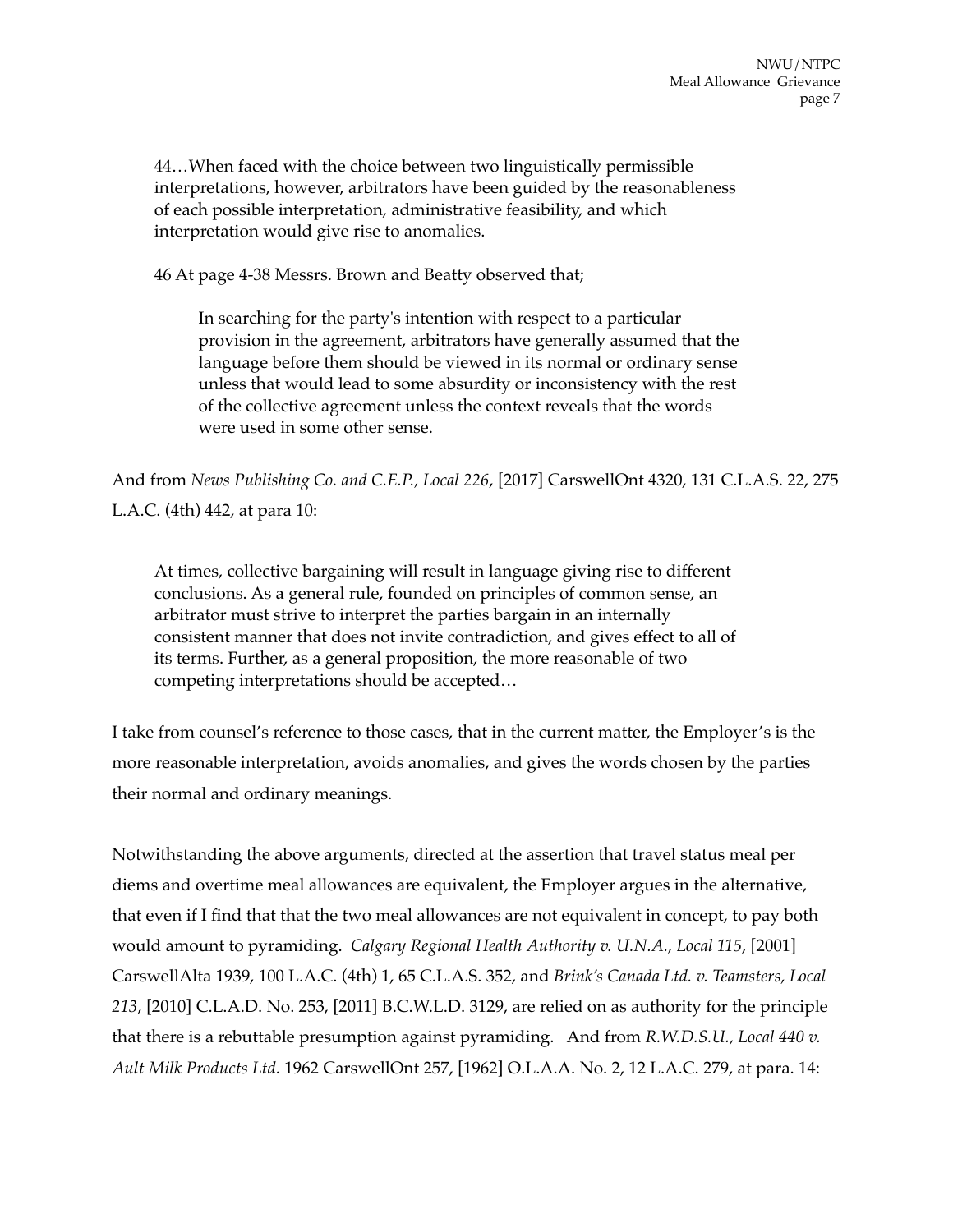> 44…When faced with the choice between two linguistically permissible interpretations, however, arbitrators have been guided by the reasonableness of each possible interpretation, administrative feasibility, and which interpretation would give rise to anomalies.
>
> 46 At page 4-38 Messrs. Brown and Beatty observed that;
>
> > In searching for the party's intention with respect to a particular provision in the agreement, arbitrators have generally assumed that the language before them should be viewed in its normal or ordinary sense unless that would lead to some absurdity or inconsistency with the rest of the collective agreement unless the context reveals that the words were used in some other sense.

And from *News Publishing Co. and C.E.P., Local 226*, [2017] CarswellOnt 4320, 131 C.L.A.S. 22, 275 L.A.C. (4th) 442, at para 10:

> At times, collective bargaining will result in language giving rise to different conclusions. As a general rule, founded on principles of common sense, an arbitrator must strive to interpret the parties bargain in an internally consistent manner that does not invite contradiction, and gives effect to all of its terms. Further, as a general proposition, the more reasonable of two competing interpretations should be accepted…

I take from counsel's reference to those cases, that in the current matter, the Employer's is the more reasonable interpretation, avoids anomalies, and gives the words chosen by the parties their normal and ordinary meanings.

Notwithstanding the above arguments, directed at the assertion that travel status meal per diems and overtime meal allowances are equivalent, the Employer argues in the alternative, that even if I find that that the two meal allowances are not equivalent in concept, to pay both would amount to pyramiding. *Calgary Regional Health Authority v. U.N.A., Local 115*, [2001] CarswellAlta 1939, 100 L.A.C. (4th) 1, 65 C.L.A.S. 352, and *Brink's Canada Ltd. v. Teamsters, Local 213*, [2010] C.L.A.D. No. 253, [2011] B.C.W.L.D. 3129, are relied on as authority for the principle that there is a rebuttable presumption against pyramiding. And from *R.W.D.S.U., Local 440 v. Ault Milk Products Ltd.* 1962 CarswellOnt 257, [1962] O.L.A.A. No. 2, 12 L.A.C. 279, at para. 14: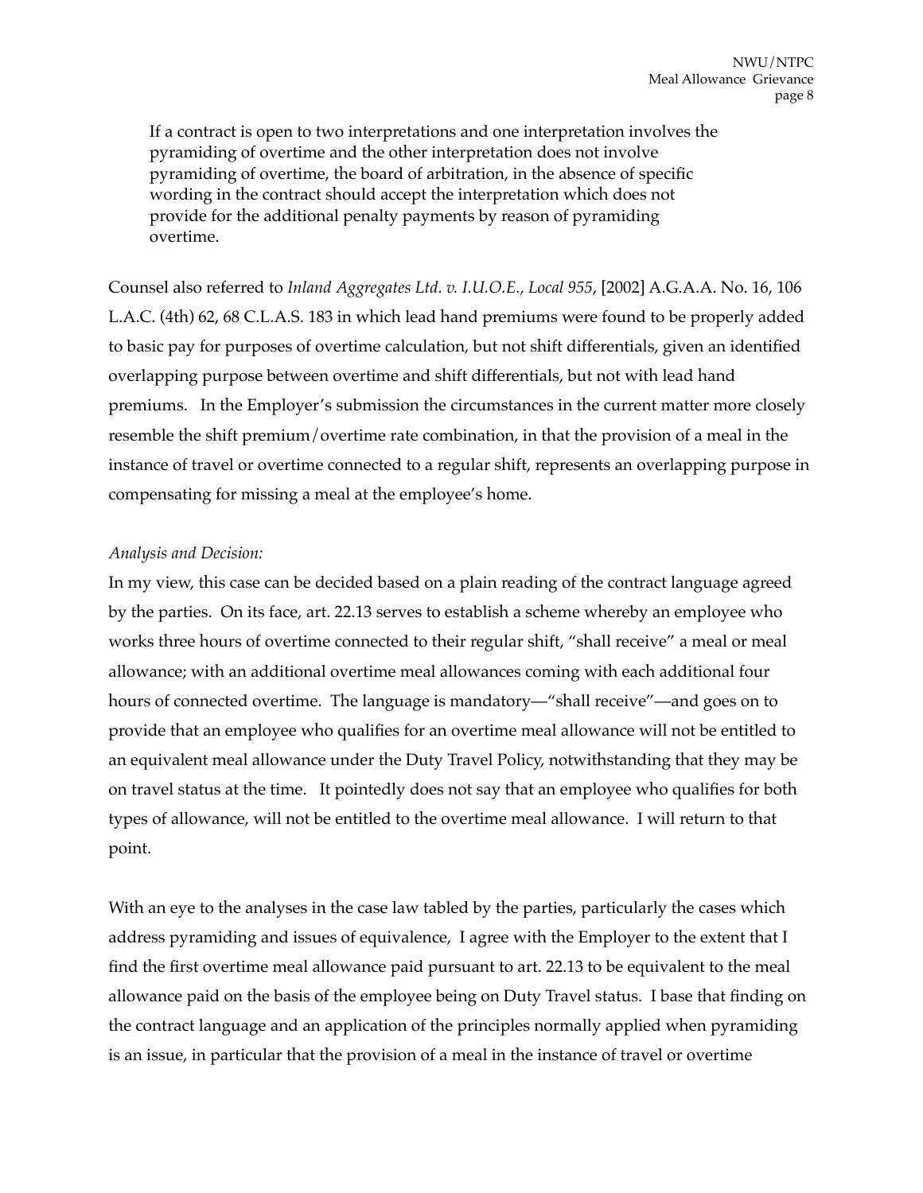> If a contract is open to two interpretations and one interpretation involves the pyramiding of overtime and the other interpretation does not involve pyramiding of overtime, the board of arbitration, in the absence of specific wording in the contract should accept the interpretation which does not provide for the additional penalty payments by reason of pyramiding overtime.

Counsel also referred to *Inland Aggregates Ltd. v. I.U.O.E., Local 955*, [2002] A.G.A.A. No. 16, 106 L.A.C. (4th) 62, 68 C.L.A.S. 183 in which lead hand premiums were found to be properly added to basic pay for purposes of overtime calculation, but not shift differentials, given an identified overlapping purpose between overtime and shift differentials, but not with lead hand premiums. In the Employer's submission the circumstances in the current matter more closely resemble the shift premium/overtime rate combination, in that the provision of a meal in the instance of travel or overtime connected to a regular shift, represents an overlapping purpose in compensating for missing a meal at the employee's home.

*Analysis and Decision:*

In my view, this case can be decided based on a plain reading of the contract language agreed by the parties. On its face, art. 22.13 serves to establish a scheme whereby an employee who works three hours of overtime connected to their regular shift, "shall receive" a meal or meal allowance; with an additional overtime meal allowances coming with each additional four hours of connected overtime. The language is mandatory—"shall receive"—and goes on to provide that an employee who qualifies for an overtime meal allowance will not be entitled to an equivalent meal allowance under the Duty Travel Policy, notwithstanding that they may be on travel status at the time. It pointedly does not say that an employee who qualifies for both types of allowance, will not be entitled to the overtime meal allowance. I will return to that point.

With an eye to the analyses in the case law tabled by the parties, particularly the cases which address pyramiding and issues of equivalence, I agree with the Employer to the extent that I find the first overtime meal allowance paid pursuant to art. 22.13 to be equivalent to the meal allowance paid on the basis of the employee being on Duty Travel status. I base that finding on the contract language and an application of the principles normally applied when pyramiding is an issue, in particular that the provision of a meal in the instance of travel or overtime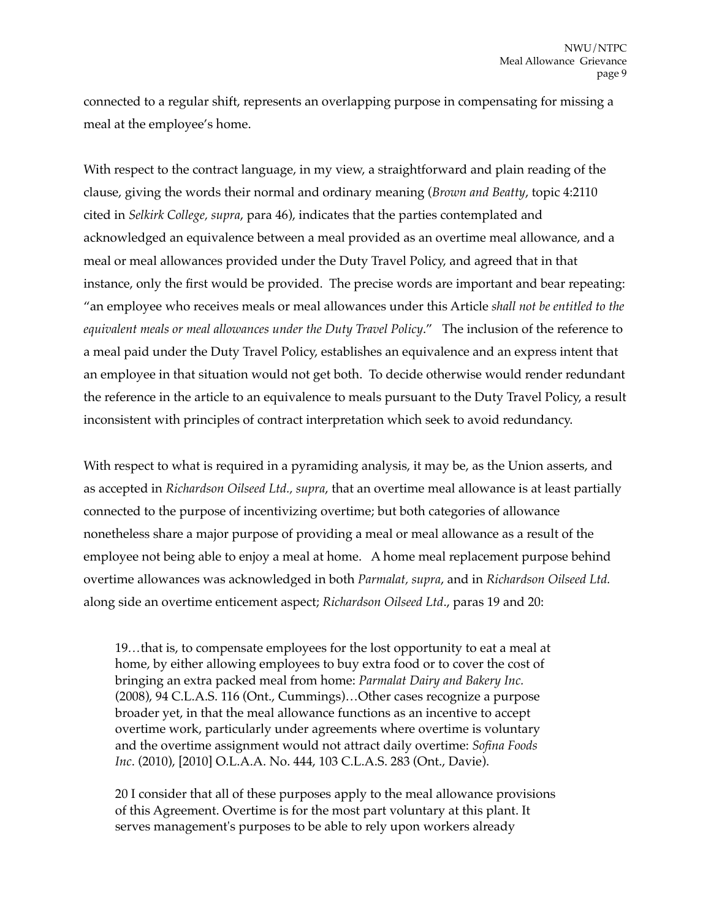connected to a regular shift, represents an overlapping purpose in compensating for missing a meal at the employee's home.

With respect to the contract language, in my view, a straightforward and plain reading of the clause, giving the words their normal and ordinary meaning (*Brown and Beatty*, topic 4:2110 cited in *Selkirk College, supra*, para 46), indicates that the parties contemplated and acknowledged an equivalence between a meal provided as an overtime meal allowance, and a meal or meal allowances provided under the Duty Travel Policy, and agreed that in that instance, only the first would be provided. The precise words are important and bear repeating: "an employee who receives meals or meal allowances under this Article *shall not be entitled to the equivalent meals or meal allowances under the Duty Travel Policy*." The inclusion of the reference to a meal paid under the Duty Travel Policy, establishes an equivalence and an express intent that an employee in that situation would not get both. To decide otherwise would render redundant the reference in the article to an equivalence to meals pursuant to the Duty Travel Policy, a result inconsistent with principles of contract interpretation which seek to avoid redundancy.

With respect to what is required in a pyramiding analysis, it may be, as the Union asserts, and as accepted in *Richardson Oilseed Ltd., supra*, that an overtime meal allowance is at least partially connected to the purpose of incentivizing overtime; but both categories of allowance nonetheless share a major purpose of providing a meal or meal allowance as a result of the employee not being able to enjoy a meal at home. A home meal replacement purpose behind overtime allowances was acknowledged in both *Parmalat, supra*, and in *Richardson Oilseed Ltd.* along side an overtime enticement aspect; *Richardson Oilseed Ltd*., paras 19 and 20:

> 19…that is, to compensate employees for the lost opportunity to eat a meal at home, by either allowing employees to buy extra food or to cover the cost of bringing an extra packed meal from home: *Parmalat Dairy and Bakery Inc.* (2008), 94 C.L.A.S. 116 (Ont., Cummings)…Other cases recognize a purpose broader yet, in that the meal allowance functions as an incentive to accept overtime work, particularly under agreements where overtime is voluntary and the overtime assignment would not attract daily overtime: *Sofina Foods Inc*. (2010), [2010] O.L.A.A. No. 444, 103 C.L.A.S. 283 (Ont., Davie).
>
> 20 I consider that all of these purposes apply to the meal allowance provisions of this Agreement. Overtime is for the most part voluntary at this plant. It serves management's purposes to be able to rely upon workers already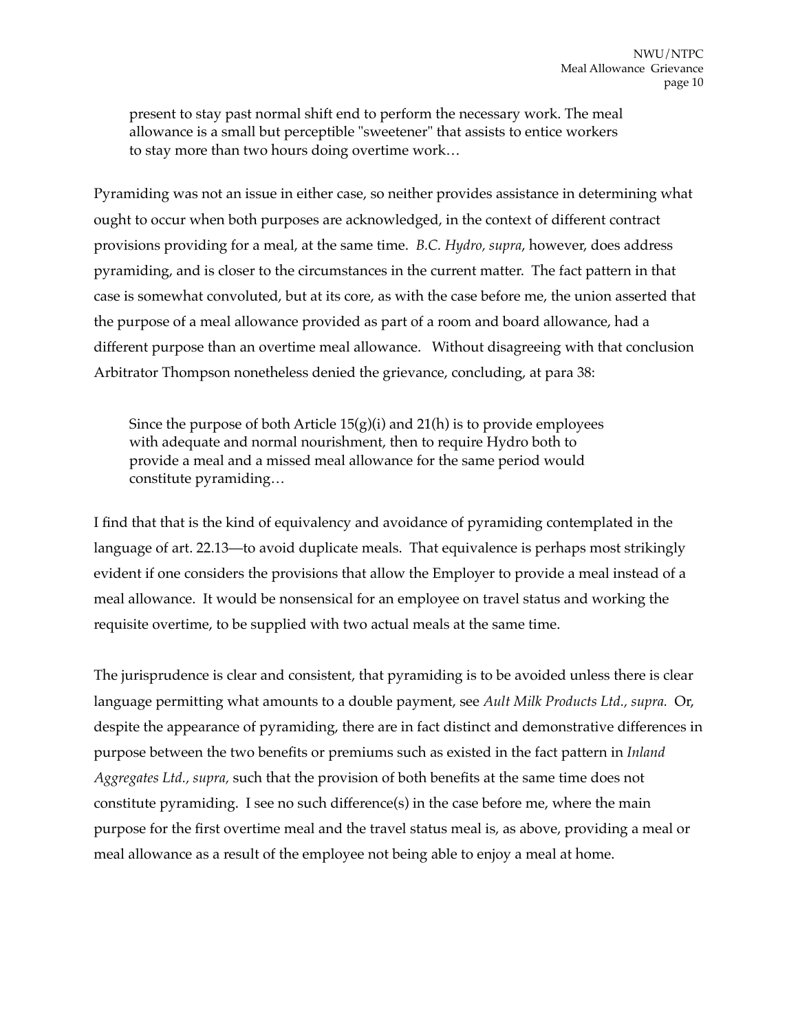> present to stay past normal shift end to perform the necessary work. The meal allowance is a small but perceptible "sweetener" that assists to entice workers to stay more than two hours doing overtime work…

Pyramiding was not an issue in either case, so neither provides assistance in determining what ought to occur when both purposes are acknowledged, in the context of different contract provisions providing for a meal, at the same time. *B.C. Hydro, supra*, however, does address pyramiding, and is closer to the circumstances in the current matter. The fact pattern in that case is somewhat convoluted, but at its core, as with the case before me, the union asserted that the purpose of a meal allowance provided as part of a room and board allowance, had a different purpose than an overtime meal allowance. Without disagreeing with that conclusion Arbitrator Thompson nonetheless denied the grievance, concluding, at para 38:

> Since the purpose of both Article 15(g)(i) and 21(h) is to provide employees with adequate and normal nourishment, then to require Hydro both to provide a meal and a missed meal allowance for the same period would constitute pyramiding…

I find that that is the kind of equivalency and avoidance of pyramiding contemplated in the language of art. 22.13—to avoid duplicate meals. That equivalence is perhaps most strikingly evident if one considers the provisions that allow the Employer to provide a meal instead of a meal allowance. It would be nonsensical for an employee on travel status and working the requisite overtime, to be supplied with two actual meals at the same time.

The jurisprudence is clear and consistent, that pyramiding is to be avoided unless there is clear language permitting what amounts to a double payment, see *Ault Milk Products Ltd., supra.* Or, despite the appearance of pyramiding, there are in fact distinct and demonstrative differences in purpose between the two benefits or premiums such as existed in the fact pattern in *Inland Aggregates Ltd., supra,* such that the provision of both benefits at the same time does not constitute pyramiding. I see no such difference(s) in the case before me, where the main purpose for the first overtime meal and the travel status meal is, as above, providing a meal or meal allowance as a result of the employee not being able to enjoy a meal at home.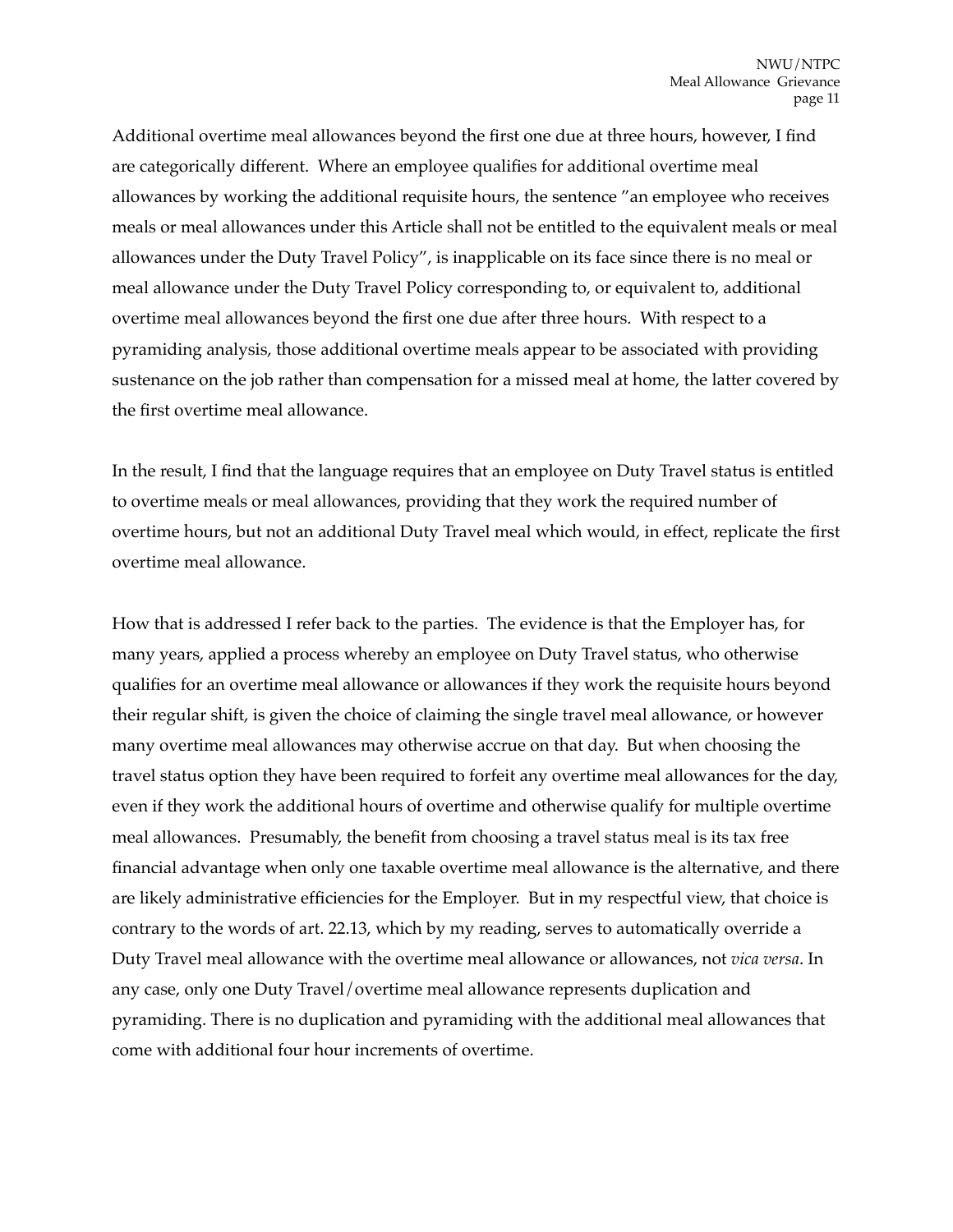Additional overtime meal allowances beyond the first one due at three hours, however, I find are categorically different. Where an employee qualifies for additional overtime meal allowances by working the additional requisite hours, the sentence "an employee who receives meals or meal allowances under this Article shall not be entitled to the equivalent meals or meal allowances under the Duty Travel Policy", is inapplicable on its face since there is no meal or meal allowance under the Duty Travel Policy corresponding to, or equivalent to, additional overtime meal allowances beyond the first one due after three hours. With respect to a pyramiding analysis, those additional overtime meals appear to be associated with providing sustenance on the job rather than compensation for a missed meal at home, the latter covered by the first overtime meal allowance.

In the result, I find that the language requires that an employee on Duty Travel status is entitled to overtime meals or meal allowances, providing that they work the required number of overtime hours, but not an additional Duty Travel meal which would, in effect, replicate the first overtime meal allowance.

How that is addressed I refer back to the parties. The evidence is that the Employer has, for many years, applied a process whereby an employee on Duty Travel status, who otherwise qualifies for an overtime meal allowance or allowances if they work the requisite hours beyond their regular shift, is given the choice of claiming the single travel meal allowance, or however many overtime meal allowances may otherwise accrue on that day. But when choosing the travel status option they have been required to forfeit any overtime meal allowances for the day, even if they work the additional hours of overtime and otherwise qualify for multiple overtime meal allowances. Presumably, the benefit from choosing a travel status meal is its tax free financial advantage when only one taxable overtime meal allowance is the alternative, and there are likely administrative efficiencies for the Employer. But in my respectful view, that choice is contrary to the words of art. 22.13, which by my reading, serves to automatically override a Duty Travel meal allowance with the overtime meal allowance or allowances, not *vica versa*. In any case, only one Duty Travel/overtime meal allowance represents duplication and pyramiding. There is no duplication and pyramiding with the additional meal allowances that come with additional four hour increments of overtime.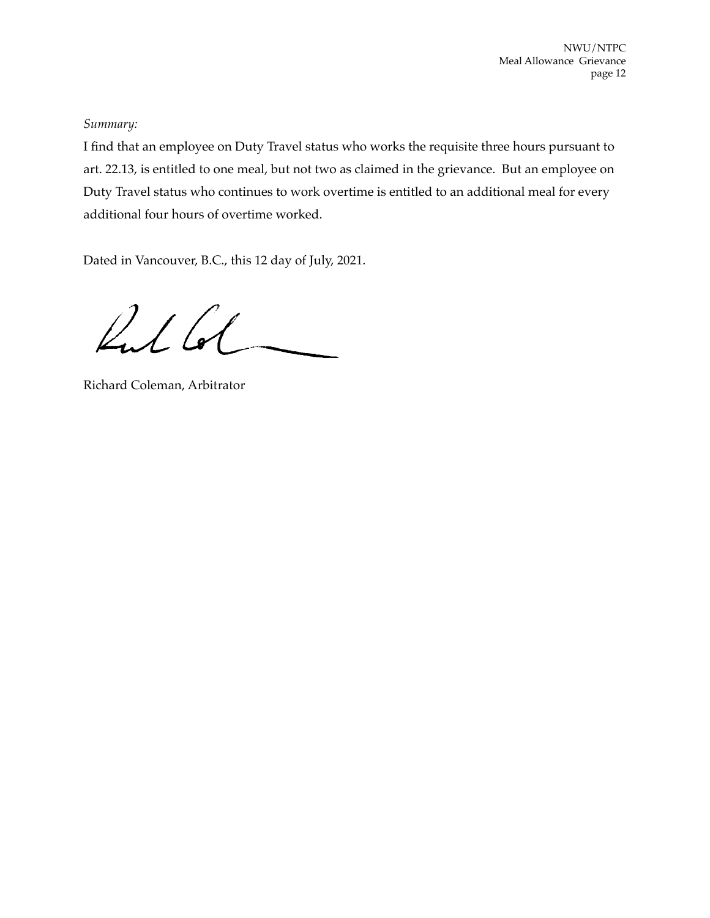*Summary:*

I find that an employee on Duty Travel status who works the requisite three hours pursuant to art. 22.13, is entitled to one meal, but not two as claimed in the grievance. But an employee on Duty Travel status who continues to work overtime is entitled to an additional meal for every additional four hours of overtime worked.

Dated in Vancouver, B.C., this 12 day of July, 2021.

Richard Coleman, Arbitrator